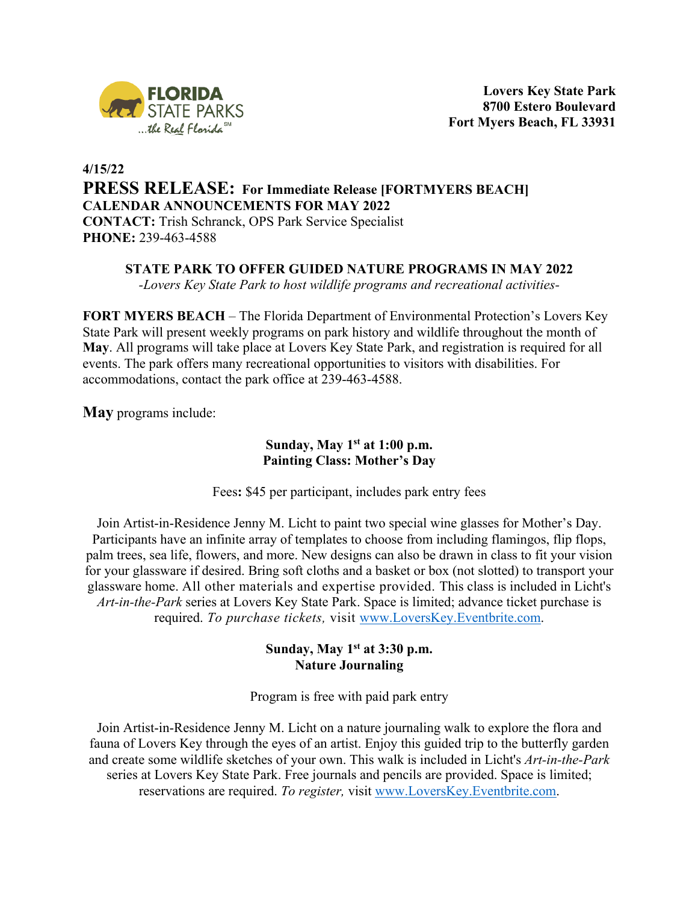FLORIDA STATE PARKS ...the Real Florida℠

**Lovers Key State Park**
**8700 Estero Boulevard**
**Fort Myers Beach, FL 33931**

**4/15/22**

# PRESS RELEASE: For Immediate Release [FORTMYERS BEACH]

**CALENDAR ANNOUNCEMENTS FOR MAY 2022**
**CONTACT:** Trish Schranck, OPS Park Service Specialist
**PHONE:** 239-463-4588

## STATE PARK TO OFFER GUIDED NATURE PROGRAMS IN MAY 2022

*-Lovers Key State Park to host wildlife programs and recreational activities-*

**FORT MYERS BEACH** – The Florida Department of Environmental Protection's Lovers Key State Park will present weekly programs on park history and wildlife throughout the month of **May**. All programs will take place at Lovers Key State Park, and registration is required for all events. The park offers many recreational opportunities to visitors with disabilities. For accommodations, contact the park office at 239-463-4588.

**May** programs include:

### Sunday, May 1st at 1:00 p.m. Painting Class: Mother's Day

Fees**:** $45 per participant, includes park entry fees

Join Artist-in-Residence Jenny M. Licht to paint two special wine glasses for Mother's Day. Participants have an infinite array of templates to choose from including flamingos, flip flops, palm trees, sea life, flowers, and more. New designs can also be drawn in class to fit your vision for your glassware if desired. Bring soft cloths and a basket or box (not slotted) to transport your glassware home. All other materials and expertise provided. This class is included in Licht's *Art-in-the-Park* series at Lovers Key State Park. Space is limited; advance ticket purchase is required. *To purchase tickets,* visit www.LoversKey.Eventbrite.com.

### Sunday, May 1st at 3:30 p.m. Nature Journaling

Program is free with paid park entry

Join Artist-in-Residence Jenny M. Licht on a nature journaling walk to explore the flora and fauna of Lovers Key through the eyes of an artist. Enjoy this guided trip to the butterfly garden and create some wildlife sketches of your own. This walk is included in Licht's *Art-in-the-Park* series at Lovers Key State Park. Free journals and pencils are provided. Space is limited; reservations are required. *To register,* visit www.LoversKey.Eventbrite.com.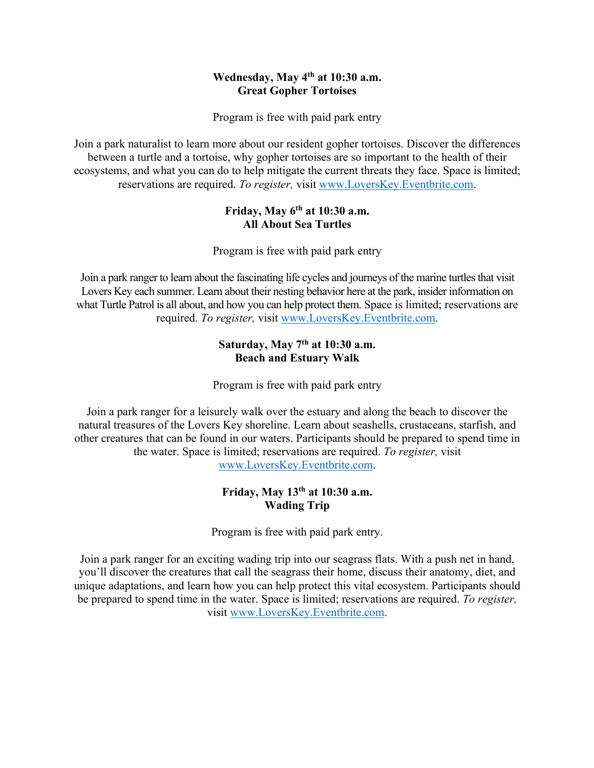**Wednesday, May 4th at 10:30 a.m.**
**Great Gopher Tortoises**

Program is free with paid park entry

Join a park naturalist to learn more about our resident gopher tortoises. Discover the differences between a turtle and a tortoise, why gopher tortoises are so important to the health of their ecosystems, and what you can do to help mitigate the current threats they face. Space is limited; reservations are required. *To register,* visit www.LoversKey.Eventbrite.com.

**Friday, May 6th at 10:30 a.m.**
**All About Sea Turtles**

Program is free with paid park entry

Join a park ranger to learn about the fascinating life cycles and journeys of the marine turtles that visit Lovers Key each summer. Learn about their nesting behavior here at the park, insider information on what Turtle Patrol is all about, and how you can help protect them. Space is limited; reservations are required. *To register,* visit www.LoversKey.Eventbrite.com.

**Saturday, May 7th at 10:30 a.m.**
**Beach and Estuary Walk**

Program is free with paid park entry

Join a park ranger for a leisurely walk over the estuary and along the beach to discover the natural treasures of the Lovers Key shoreline. Learn about seashells, crustaceans, starfish, and other creatures that can be found in our waters. Participants should be prepared to spend time in the water. Space is limited; reservations are required. *To register,* visit www.LoversKey.Eventbrite.com.

**Friday, May 13th at 10:30 a.m.**
**Wading Trip**

Program is free with paid park entry.

Join a park ranger for an exciting wading trip into our seagrass flats. With a push net in hand, you'll discover the creatures that call the seagrass their home, discuss their anatomy, diet, and unique adaptations, and learn how you can help protect this vital ecosystem. Participants should be prepared to spend time in the water. Space is limited; reservations are required. *To register,* visit www.LoversKey.Eventbrite.com.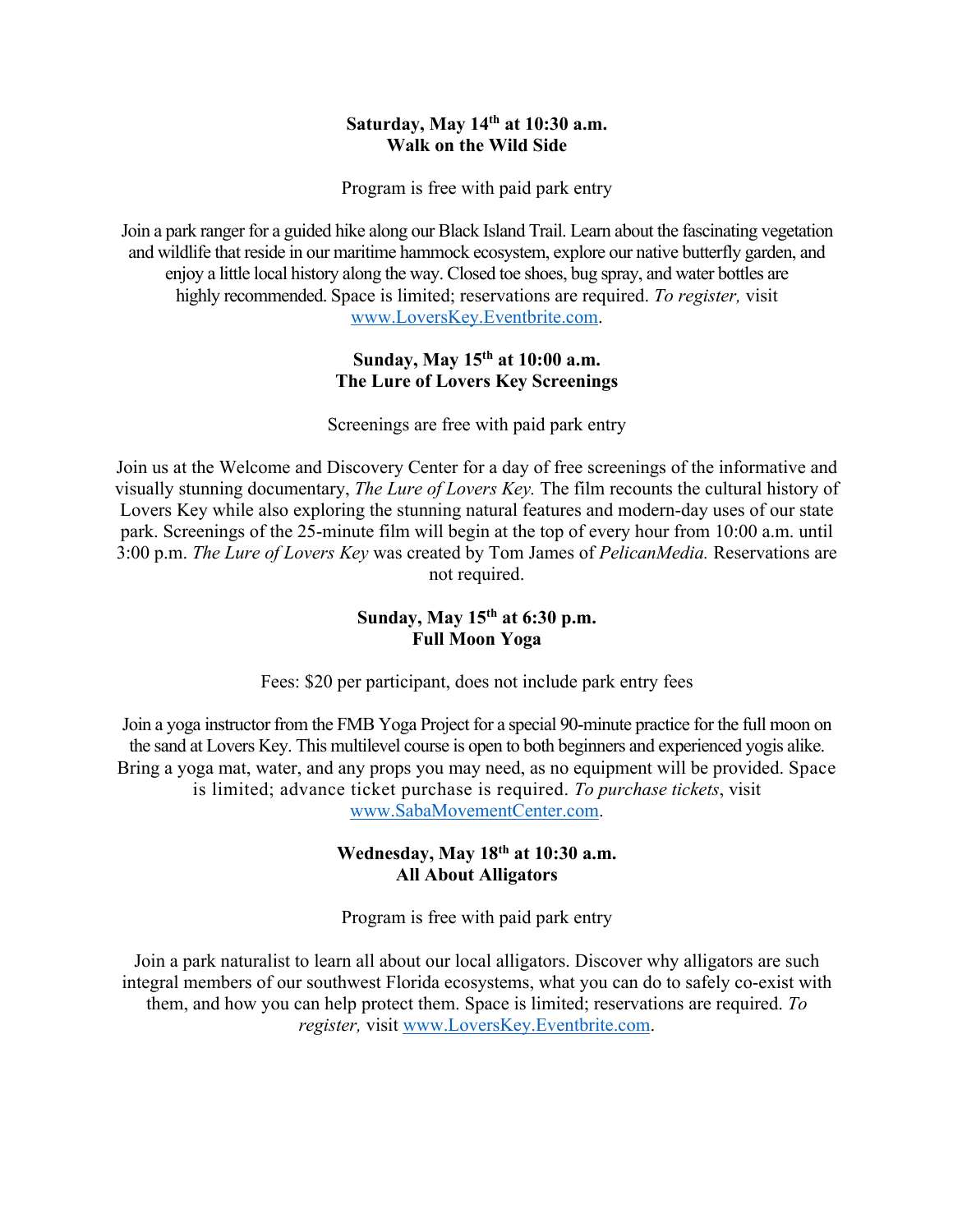**Saturday, May 14th at 10:30 a.m.**
**Walk on the Wild Side**

Program is free with paid park entry

Join a park ranger for a guided hike along our Black Island Trail. Learn about the fascinating vegetation and wildlife that reside in our maritime hammock ecosystem, explore our native butterfly garden, and enjoy a little local history along the way. Closed toe shoes, bug spray, and water bottles are highly recommended. Space is limited; reservations are required. *To register,* visit www.LoversKey.Eventbrite.com.

**Sunday, May 15th at 10:00 a.m.**
**The Lure of Lovers Key Screenings**

Screenings are free with paid park entry

Join us at the Welcome and Discovery Center for a day of free screenings of the informative and visually stunning documentary, *The Lure of Lovers Key.* The film recounts the cultural history of Lovers Key while also exploring the stunning natural features and modern-day uses of our state park. Screenings of the 25-minute film will begin at the top of every hour from 10:00 a.m. until 3:00 p.m. *The Lure of Lovers Key* was created by Tom James of *PelicanMedia.* Reservations are not required.

**Sunday, May 15th at 6:30 p.m.**
**Full Moon Yoga**

Fees: $20 per participant, does not include park entry fees

Join a yoga instructor from the FMB Yoga Project for a special 90-minute practice for the full moon on the sand at Lovers Key. This multilevel course is open to both beginners and experienced yogis alike. Bring a yoga mat, water, and any props you may need, as no equipment will be provided. Space is limited; advance ticket purchase is required. *To purchase tickets*, visit www.SabaMovementCenter.com.

**Wednesday, May 18th at 10:30 a.m.**
**All About Alligators**

Program is free with paid park entry

Join a park naturalist to learn all about our local alligators. Discover why alligators are such integral members of our southwest Florida ecosystems, what you can do to safely co-exist with them, and how you can help protect them. Space is limited; reservations are required. *To register,* visit www.LoversKey.Eventbrite.com.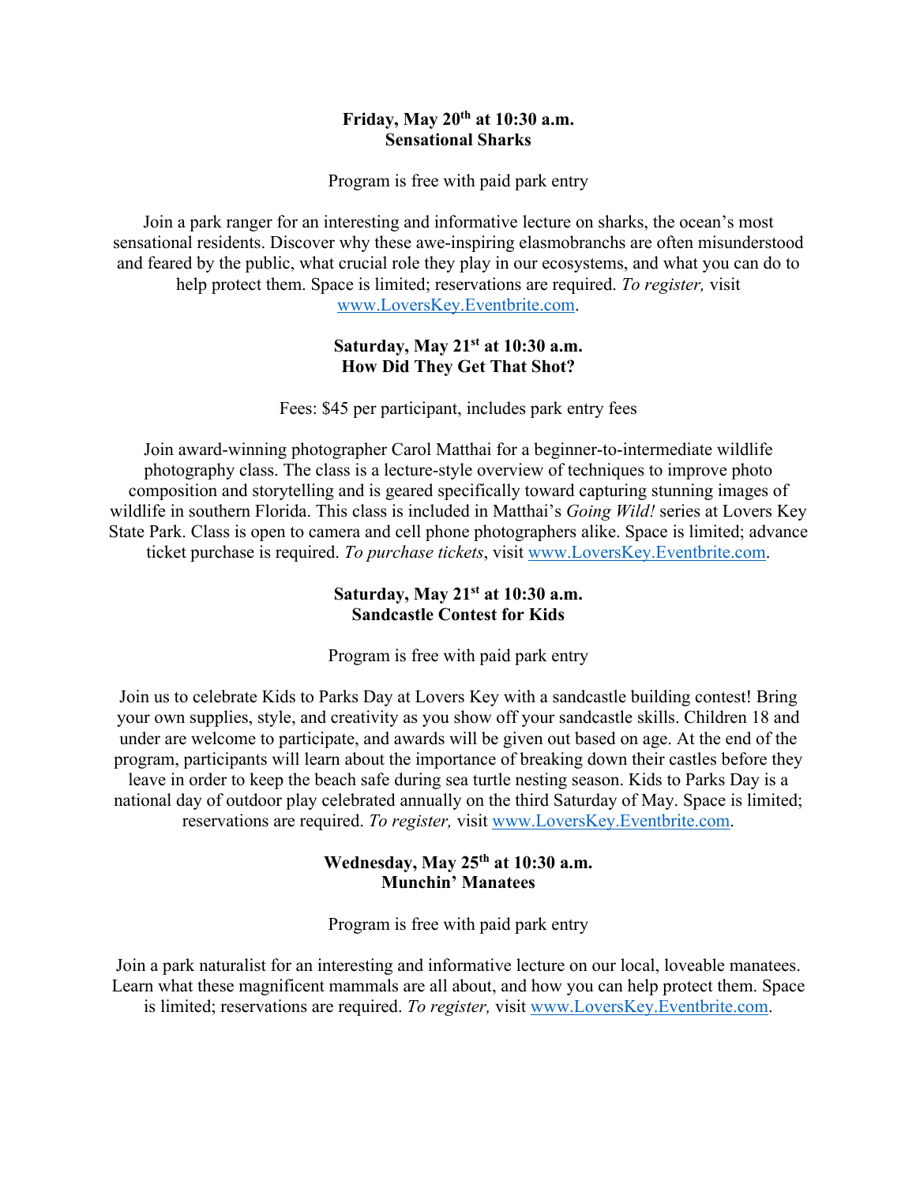**Friday, May 20th at 10:30 a.m.**
**Sensational Sharks**

Program is free with paid park entry

Join a park ranger for an interesting and informative lecture on sharks, the ocean's most sensational residents. Discover why these awe-inspiring elasmobranchs are often misunderstood and feared by the public, what crucial role they play in our ecosystems, and what you can do to help protect them. Space is limited; reservations are required. *To register,* visit [www.LoversKey.Eventbrite.com](www.LoversKey.Eventbrite.com).

**Saturday, May 21st at 10:30 a.m.**
**How Did They Get That Shot?**

Fees: $45 per participant, includes park entry fees

Join award-winning photographer Carol Matthai for a beginner-to-intermediate wildlife photography class. The class is a lecture-style overview of techniques to improve photo composition and storytelling and is geared specifically toward capturing stunning images of wildlife in southern Florida. This class is included in Matthai's *Going Wild!* series at Lovers Key State Park. Class is open to camera and cell phone photographers alike. Space is limited; advance ticket purchase is required. *To purchase tickets*, visit [www.LoversKey.Eventbrite.com](www.LoversKey.Eventbrite.com).

**Saturday, May 21st at 10:30 a.m.**
**Sandcastle Contest for Kids**

Program is free with paid park entry

Join us to celebrate Kids to Parks Day at Lovers Key with a sandcastle building contest! Bring your own supplies, style, and creativity as you show off your sandcastle skills. Children 18 and under are welcome to participate, and awards will be given out based on age. At the end of the program, participants will learn about the importance of breaking down their castles before they leave in order to keep the beach safe during sea turtle nesting season. Kids to Parks Day is a national day of outdoor play celebrated annually on the third Saturday of May. Space is limited; reservations are required. *To register,* visit [www.LoversKey.Eventbrite.com](www.LoversKey.Eventbrite.com).

**Wednesday, May 25th at 10:30 a.m.**
**Munchin' Manatees**

Program is free with paid park entry

Join a park naturalist for an interesting and informative lecture on our local, loveable manatees. Learn what these magnificent mammals are all about, and how you can help protect them. Space is limited; reservations are required. *To register,* visit [www.LoversKey.Eventbrite.com](www.LoversKey.Eventbrite.com).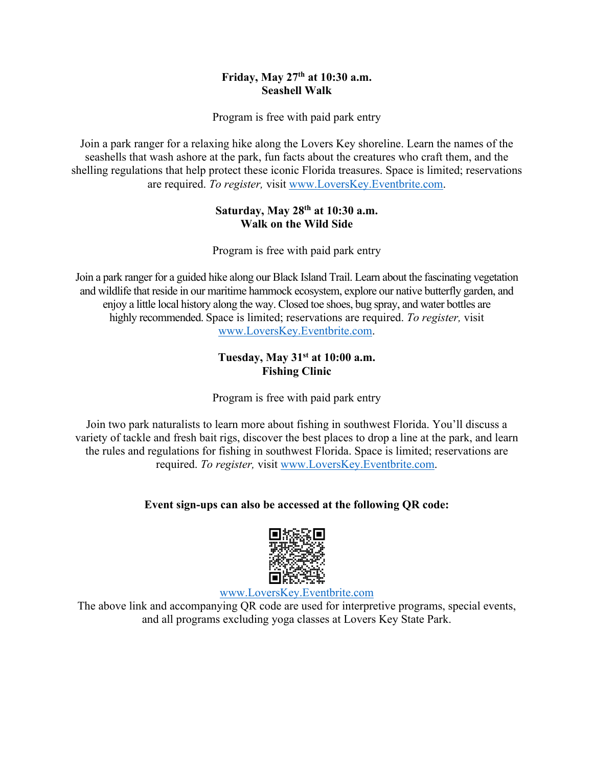**Friday, May 27th at 10:30 a.m.**
**Seashell Walk**

Program is free with paid park entry

Join a park ranger for a relaxing hike along the Lovers Key shoreline. Learn the names of the seashells that wash ashore at the park, fun facts about the creatures who craft them, and the shelling regulations that help protect these iconic Florida treasures. Space is limited; reservations are required. *To register,* visit www.LoversKey.Eventbrite.com.

**Saturday, May 28th at 10:30 a.m.**
**Walk on the Wild Side**

Program is free with paid park entry

Join a park ranger for a guided hike along our Black Island Trail. Learn about the fascinating vegetation and wildlife that reside in our maritime hammock ecosystem, explore our native butterfly garden, and enjoy a little local history along the way. Closed toe shoes, bug spray, and water bottles are highly recommended. Space is limited; reservations are required. *To register,* visit www.LoversKey.Eventbrite.com.

**Tuesday, May 31st at 10:00 a.m.**
**Fishing Clinic**

Program is free with paid park entry

Join two park naturalists to learn more about fishing in southwest Florida. You'll discuss a variety of tackle and fresh bait rigs, discover the best places to drop a line at the park, and learn the rules and regulations for fishing in southwest Florida. Space is limited; reservations are required. *To register,* visit www.LoversKey.Eventbrite.com.

**Event sign-ups can also be accessed at the following QR code:**

www.LoversKey.Eventbrite.com

The above link and accompanying QR code are used for interpretive programs, special events, and all programs excluding yoga classes at Lovers Key State Park.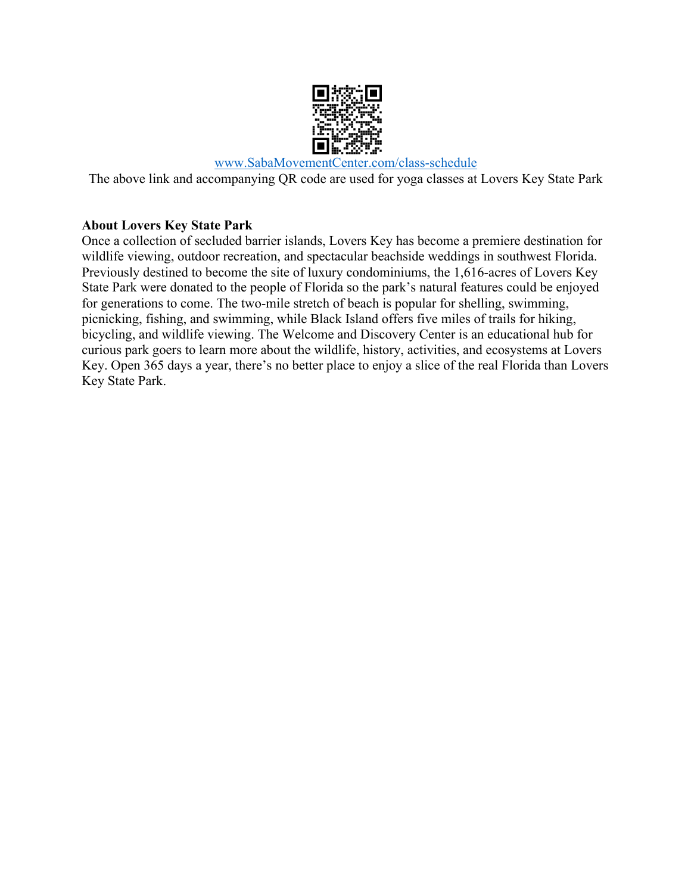[www.SabaMovementCenter.com/class-schedule](www.SabaMovementCenter.com/class-schedule)

The above link and accompanying QR code are used for yoga classes at Lovers Key State Park

**About Lovers Key State Park**

Once a collection of secluded barrier islands, Lovers Key has become a premiere destination for wildlife viewing, outdoor recreation, and spectacular beachside weddings in southwest Florida. Previously destined to become the site of luxury condominiums, the 1,616-acres of Lovers Key State Park were donated to the people of Florida so the park's natural features could be enjoyed for generations to come. The two-mile stretch of beach is popular for shelling, swimming, picnicking, fishing, and swimming, while Black Island offers five miles of trails for hiking, bicycling, and wildlife viewing. The Welcome and Discovery Center is an educational hub for curious park goers to learn more about the wildlife, history, activities, and ecosystems at Lovers Key. Open 365 days a year, there's no better place to enjoy a slice of the real Florida than Lovers Key State Park.